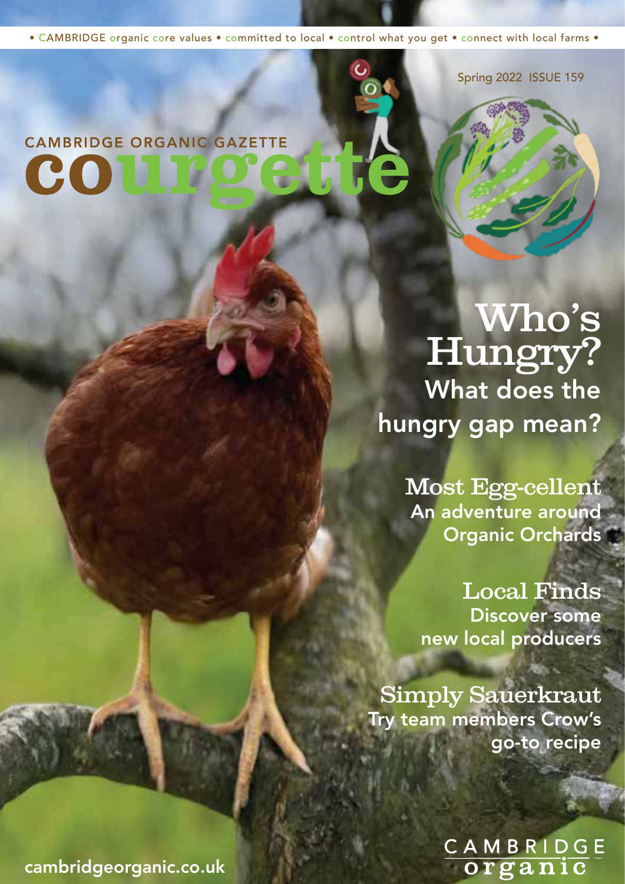• CAMBRIDGE organic core values • committed to local • control what you get • connect with local farms •

Spring 2022 ISSUE 159

# CAMBRIDGE ORGANIC GAZETTE courgette

## Who's Hungry?

What does the hungry gap mean?

## Most Egg-cellent

An adventure around Organic Orchards

## Local Finds

Discover some new local producers

## Simply Sauerkraut

Try team members Crow's go-to recipe

cambridgeorganic.co.uk

CAMBRIDGE organic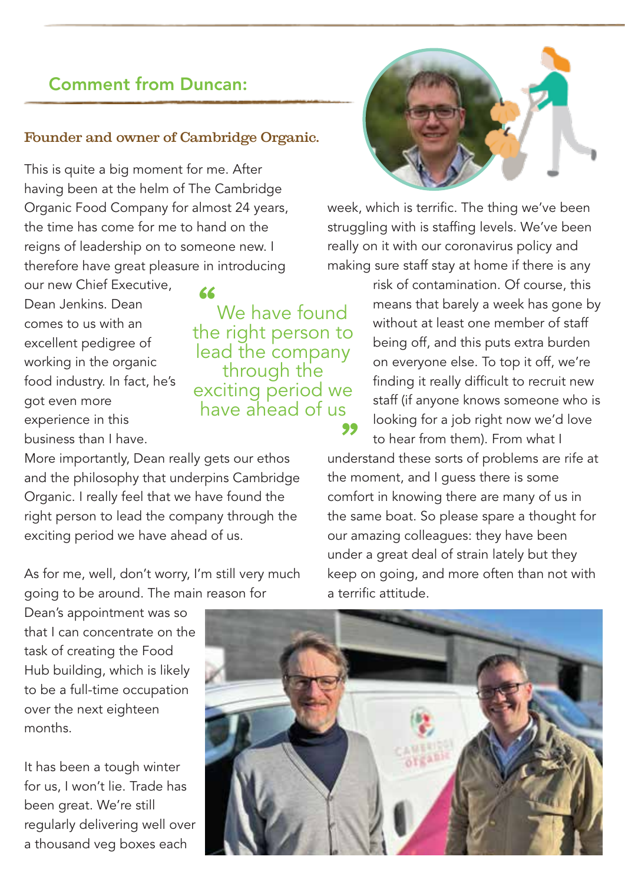## Comment from Duncan:

**Founder and owner of Cambridge Organic.**

This is quite a big moment for me. After having been at the helm of The Cambridge Organic Food Company for almost 24 years, the time has come for me to hand on the reigns of leadership on to someone new. I therefore have great pleasure in introducing our new Chief Executive, Dean Jenkins. Dean comes to us with an excellent pedigree of working in the organic food industry. In fact, he's got even more experience in this business than I have. More importantly, Dean really gets our ethos and the philosophy that underpins Cambridge Organic. I really feel that we have found the right person to lead the company through the exciting period we have ahead of us.

> "We have found the right person to lead the company through the exciting period we have ahead of us"

As for me, well, don't worry, I'm still very much going to be around. The main reason for Dean's appointment was so that I can concentrate on the task of creating the Food Hub building, which is likely to be a full-time occupation over the next eighteen months.

It has been a tough winter for us, I won't lie. Trade has been great. We're still regularly delivering well over a thousand veg boxes each week, which is terrific. The thing we've been struggling with is staffing levels. We've been really on it with our coronavirus policy and making sure staff stay at home if there is any risk of contamination. Of course, this means that barely a week has gone by without at least one member of staff being off, and this puts extra burden on everyone else. To top it off, we're finding it really difficult to recruit new staff (if anyone knows someone who is looking for a job right now we'd love to hear from them). From what I understand these sorts of problems are rife at the moment, and I guess there is some comfort in knowing there are many of us in the same boat. So please spare a thought for our amazing colleagues: they have been under a great deal of strain lately but they keep on going, and more often than not with a terrific attitude.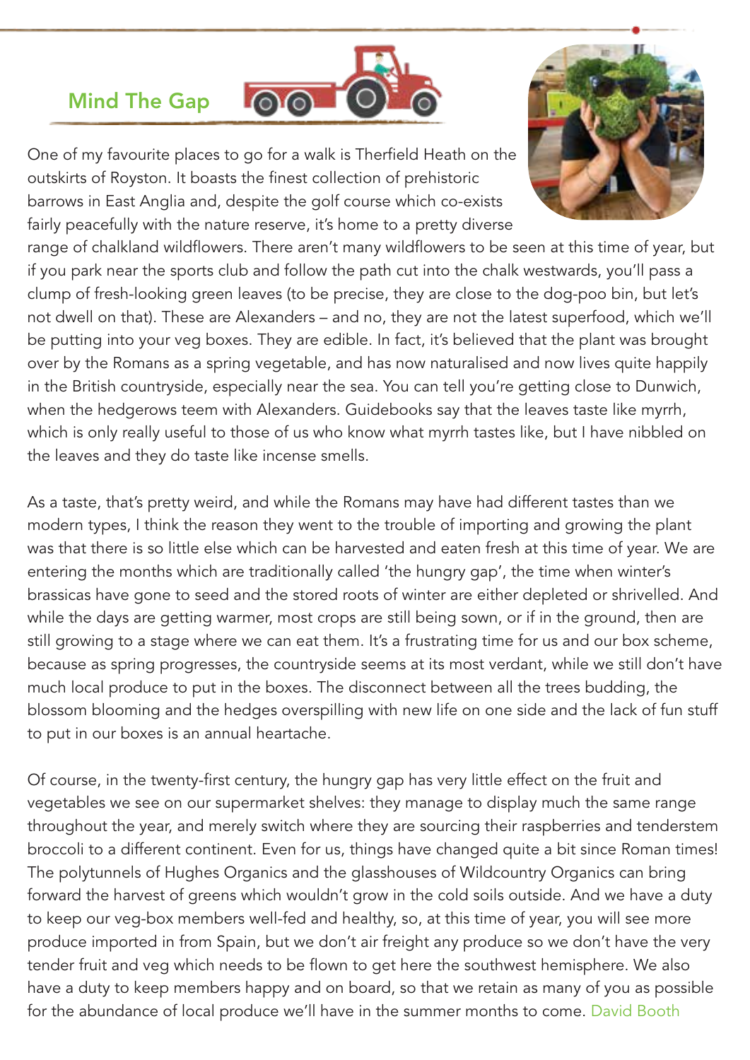## Mind The Gap

One of my favourite places to go for a walk is Therfield Heath on the outskirts of Royston. It boasts the finest collection of prehistoric barrows in East Anglia and, despite the golf course which co-exists fairly peacefully with the nature reserve, it's home to a pretty diverse range of chalkland wildflowers. There aren't many wildflowers to be seen at this time of year, but if you park near the sports club and follow the path cut into the chalk westwards, you'll pass a clump of fresh-looking green leaves (to be precise, they are close to the dog-poo bin, but let's not dwell on that). These are Alexanders – and no, they are not the latest superfood, which we'll be putting into your veg boxes. They are edible. In fact, it's believed that the plant was brought over by the Romans as a spring vegetable, and has now naturalised and now lives quite happily in the British countryside, especially near the sea. You can tell you're getting close to Dunwich, when the hedgerows teem with Alexanders. Guidebooks say that the leaves taste like myrrh, which is only really useful to those of us who know what myrrh tastes like, but I have nibbled on the leaves and they do taste like incense smells.

As a taste, that's pretty weird, and while the Romans may have had different tastes than we modern types, I think the reason they went to the trouble of importing and growing the plant was that there is so little else which can be harvested and eaten fresh at this time of year. We are entering the months which are traditionally called 'the hungry gap', the time when winter's brassicas have gone to seed and the stored roots of winter are either depleted or shrivelled. And while the days are getting warmer, most crops are still being sown, or if in the ground, then are still growing to a stage where we can eat them. It's a frustrating time for us and our box scheme, because as spring progresses, the countryside seems at its most verdant, while we still don't have much local produce to put in the boxes. The disconnect between all the trees budding, the blossom blooming and the hedges overspilling with new life on one side and the lack of fun stuff to put in our boxes is an annual heartache.

Of course, in the twenty-first century, the hungry gap has very little effect on the fruit and vegetables we see on our supermarket shelves: they manage to display much the same range throughout the year, and merely switch where they are sourcing their raspberries and tenderstem broccoli to a different continent. Even for us, things have changed quite a bit since Roman times! The polytunnels of Hughes Organics and the glasshouses of Wildcountry Organics can bring forward the harvest of greens which wouldn't grow in the cold soils outside. And we have a duty to keep our veg-box members well-fed and healthy, so, at this time of year, you will see more produce imported in from Spain, but we don't air freight any produce so we don't have the very tender fruit and veg which needs to be flown to get here the southwest hemisphere. We also have a duty to keep members happy and on board, so that we retain as many of you as possible for the abundance of local produce we'll have in the summer months to come. David Booth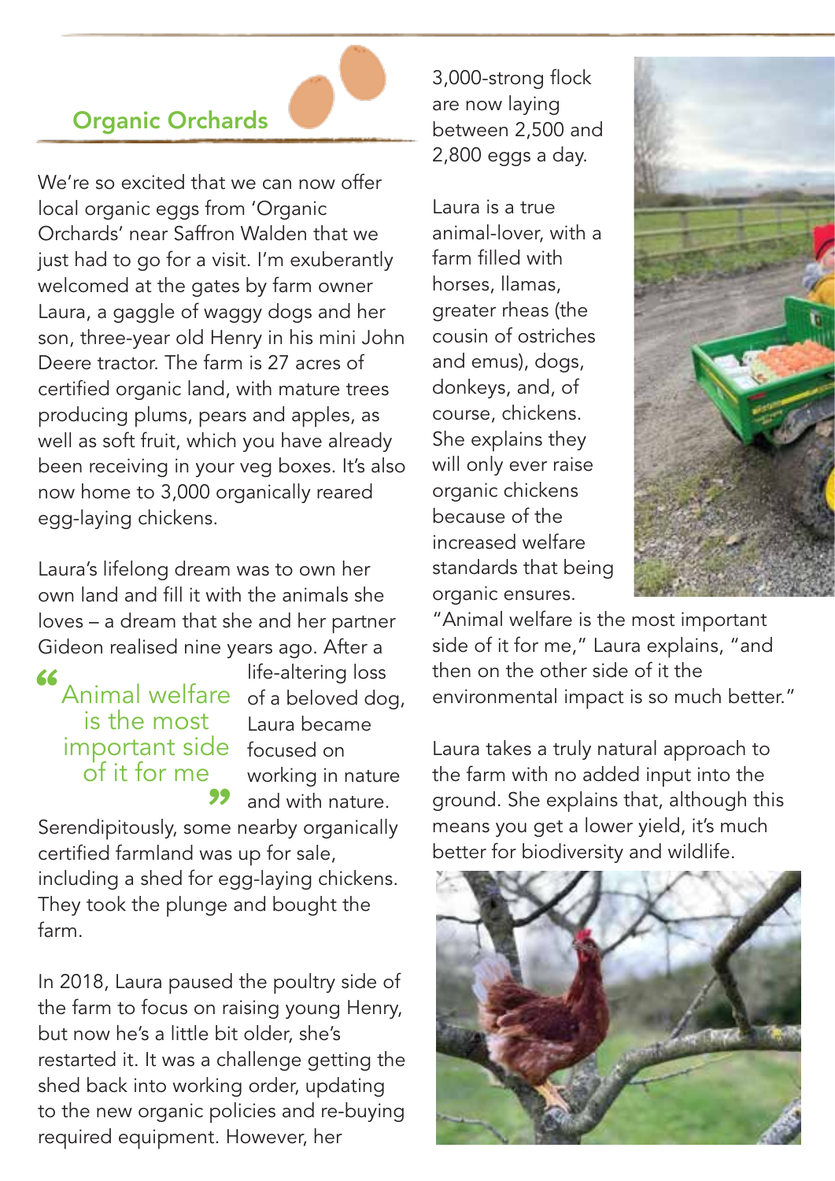## Organic Orchards

We're so excited that we can now offer local organic eggs from 'Organic Orchards' near Saffron Walden that we just had to go for a visit. I'm exuberantly welcomed at the gates by farm owner Laura, a gaggle of waggy dogs and her son, three-year old Henry in his mini John Deere tractor. The farm is 27 acres of certified organic land, with mature trees producing plums, pears and apples, as well as soft fruit, which you have already been receiving in your veg boxes. It's also now home to 3,000 organically reared egg-laying chickens.

Laura's lifelong dream was to own her own land and fill it with the animals she loves – a dream that she and her partner Gideon realised nine years ago. After a life-altering loss of a beloved dog, Laura became focused on working in nature and with nature. Serendipitously, some nearby organically certified farmland was up for sale, including a shed for egg-laying chickens. They took the plunge and bought the farm.

> "Animal welfare is the most important side of it for me"

In 2018, Laura paused the poultry side of the farm to focus on raising young Henry, but now he's a little bit older, she's restarted it. It was a challenge getting the shed back into working order, updating to the new organic policies and re-buying required equipment. However, her 3,000-strong flock are now laying between 2,500 and 2,800 eggs a day.

Laura is a true animal-lover, with a farm filled with horses, llamas, greater rheas (the cousin of ostriches and emus), dogs, donkeys, and, of course, chickens. She explains they will only ever raise organic chickens because of the increased welfare standards that being organic ensures. "Animal welfare is the most important side of it for me," Laura explains, "and then on the other side of it the environmental impact is so much better."

Laura takes a truly natural approach to the farm with no added input into the ground. She explains that, although this means you get a lower yield, it's much better for biodiversity and wildlife.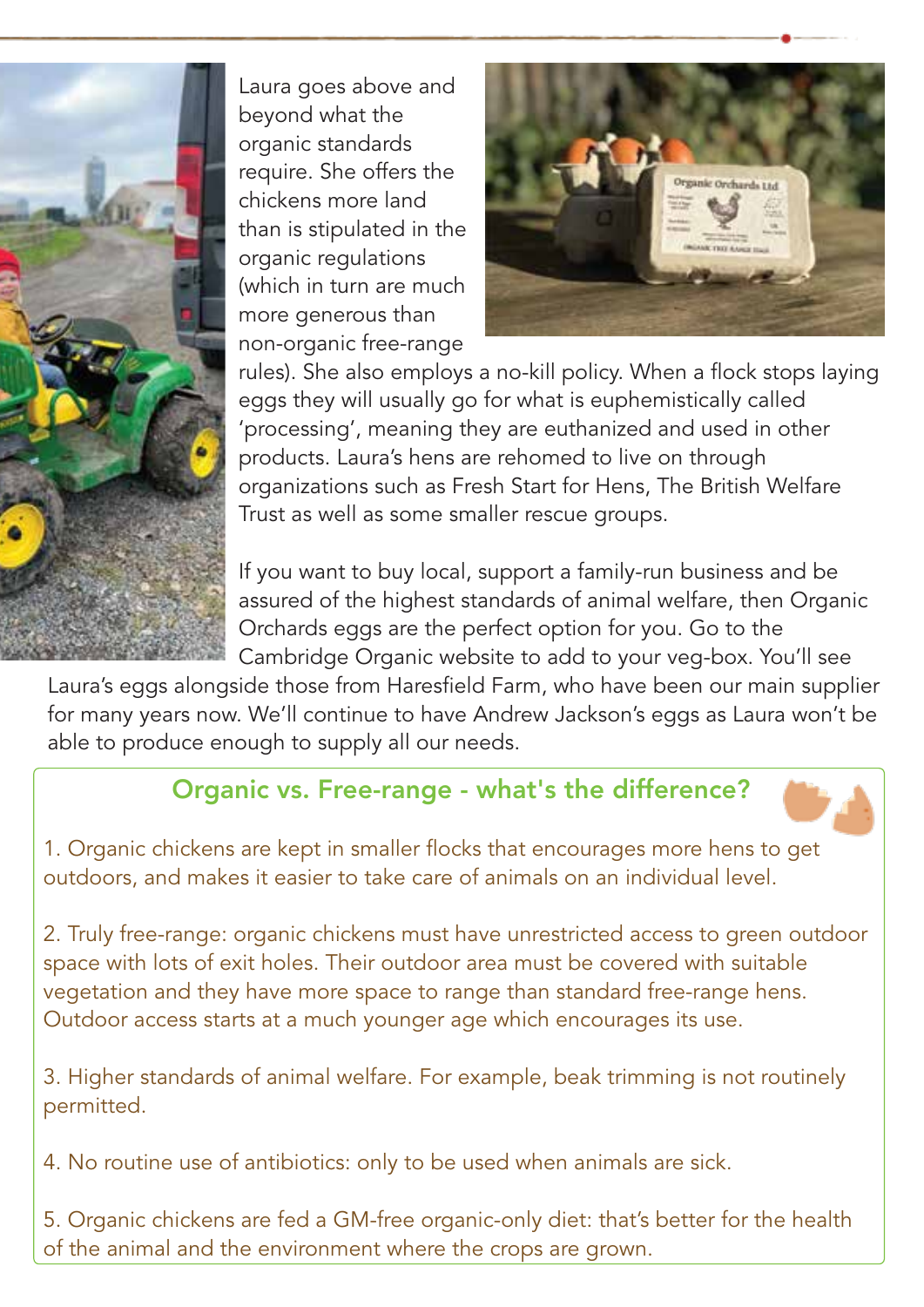Laura goes above and beyond what the organic standards require. She offers the chickens more land than is stipulated in the organic regulations (which in turn are much more generous than non-organic free-range rules). She also employs a no-kill policy. When a flock stops laying eggs they will usually go for what is euphemistically called 'processing', meaning they are euthanized and used in other products. Laura's hens are rehomed to live on through organizations such as Fresh Start for Hens, The British Welfare Trust as well as some smaller rescue groups.

If you want to buy local, support a family-run business and be assured of the highest standards of animal welfare, then Organic Orchards eggs are the perfect option for you. Go to the Cambridge Organic website to add to your veg-box. You'll see Laura's eggs alongside those from Haresfield Farm, who have been our main supplier for many years now. We'll continue to have Andrew Jackson's eggs as Laura won't be able to produce enough to supply all our needs.

## Organic vs. Free-range - what's the difference?

1. Organic chickens are kept in smaller flocks that encourages more hens to get outdoors, and makes it easier to take care of animals on an individual level.

2. Truly free-range: organic chickens must have unrestricted access to green outdoor space with lots of exit holes. Their outdoor area must be covered with suitable vegetation and they have more space to range than standard free-range hens. Outdoor access starts at a much younger age which encourages its use.

3. Higher standards of animal welfare. For example, beak trimming is not routinely permitted.

4. No routine use of antibiotics: only to be used when animals are sick.

5. Organic chickens are fed a GM-free organic-only diet: that's better for the health of the animal and the environment where the crops are grown.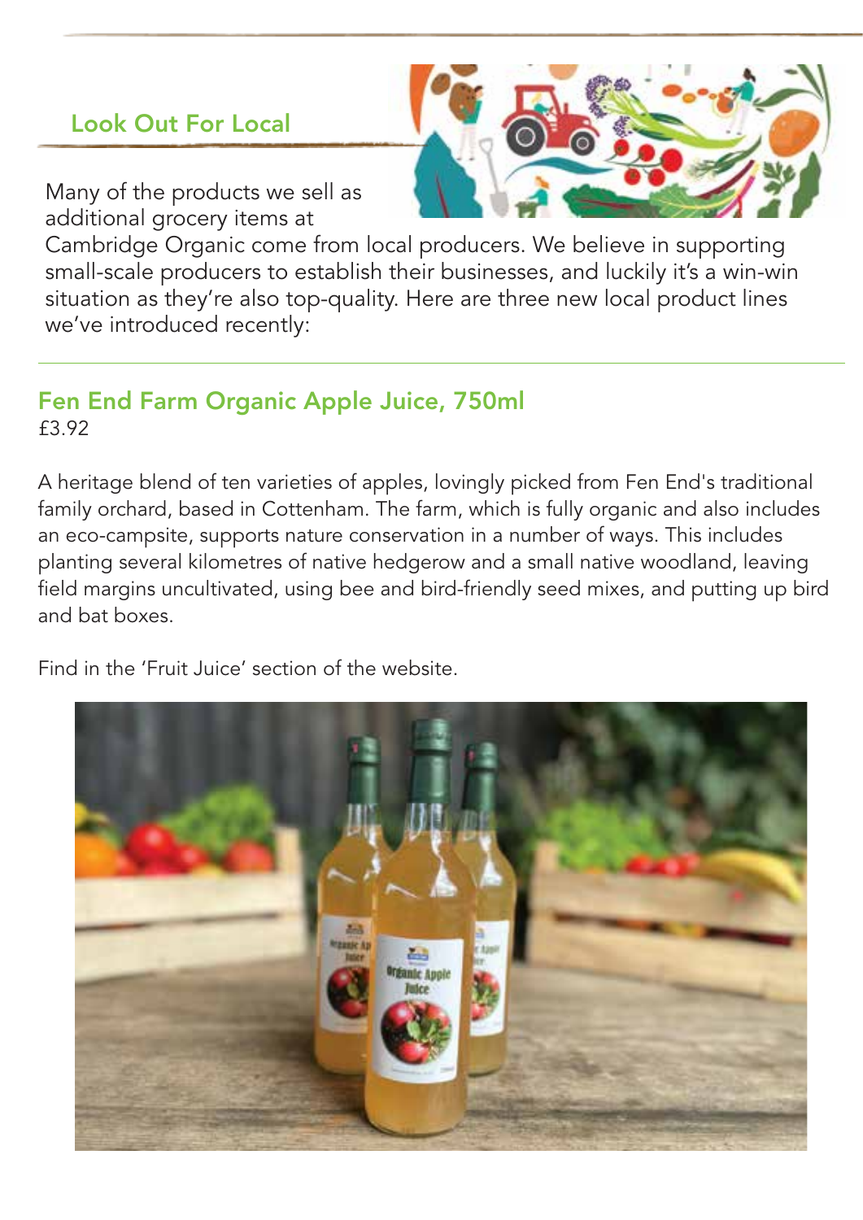## Look Out For Local

Many of the products we sell as additional grocery items at Cambridge Organic come from local producers. We believe in supporting small-scale producers to establish their businesses, and luckily it's a win-win situation as they're also top-quality. Here are three new local product lines we've introduced recently:

---

### Fen End Farm Organic Apple Juice, 750ml

£3.92

A heritage blend of ten varieties of apples, lovingly picked from Fen End's traditional family orchard, based in Cottenham. The farm, which is fully organic and also includes an eco-campsite, supports nature conservation in a number of ways. This includes planting several kilometres of native hedgerow and a small native woodland, leaving field margins uncultivated, using bee and bird-friendly seed mixes, and putting up bird and bat boxes.

Find in the 'Fruit Juice' section of the website.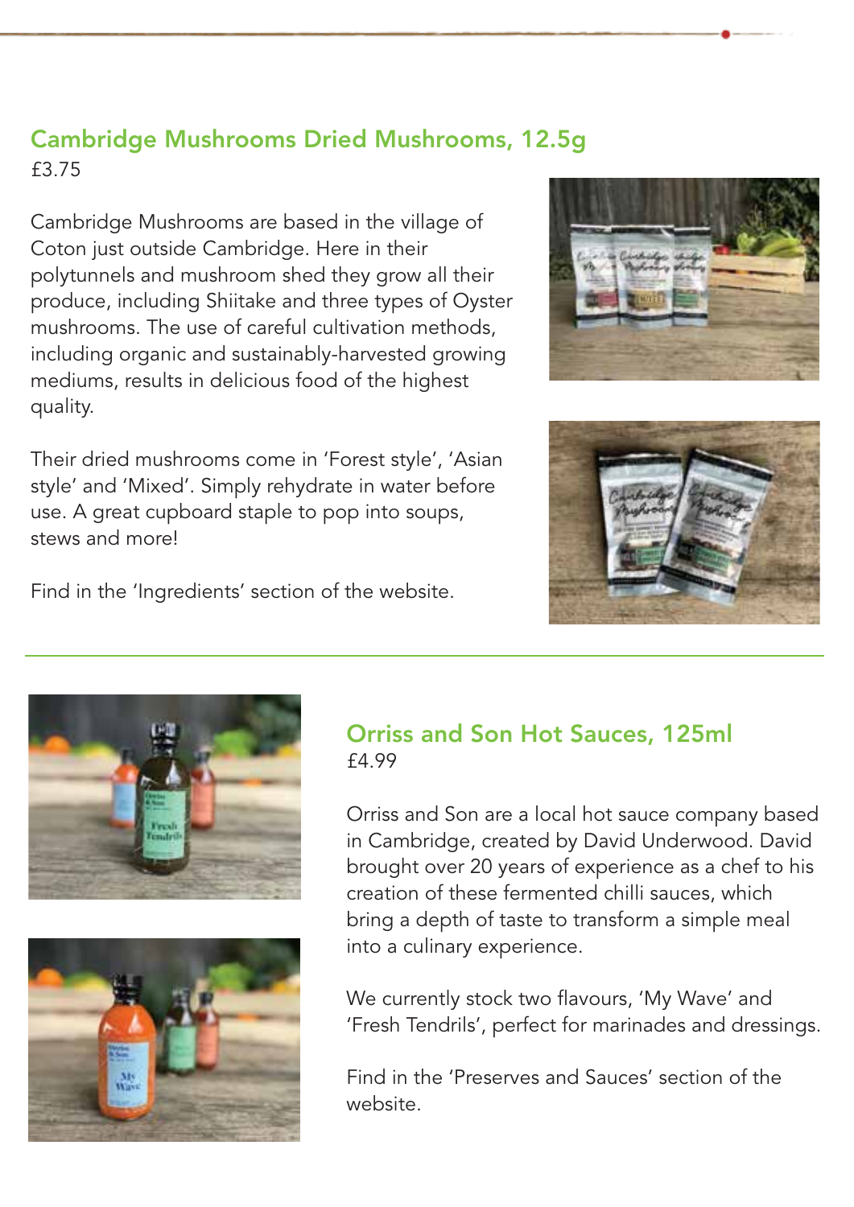## Cambridge Mushrooms Dried Mushrooms, 12.5g

£3.75

Cambridge Mushrooms are based in the village of Coton just outside Cambridge. Here in their polytunnels and mushroom shed they grow all their produce, including Shiitake and three types of Oyster mushrooms. The use of careful cultivation methods, including organic and sustainably-harvested growing mediums, results in delicious food of the highest quality.

Their dried mushrooms come in 'Forest style', 'Asian style' and 'Mixed'. Simply rehydrate in water before use. A great cupboard staple to pop into soups, stews and more!

Find in the 'Ingredients' section of the website.

## Orriss and Son Hot Sauces, 125ml

£4.99

Orriss and Son are a local hot sauce company based in Cambridge, created by David Underwood. David brought over 20 years of experience as a chef to his creation of these fermented chilli sauces, which bring a depth of taste to transform a simple meal into a culinary experience.

We currently stock two flavours, 'My Wave' and 'Fresh Tendrils', perfect for marinades and dressings.

Find in the 'Preserves and Sauces' section of the website.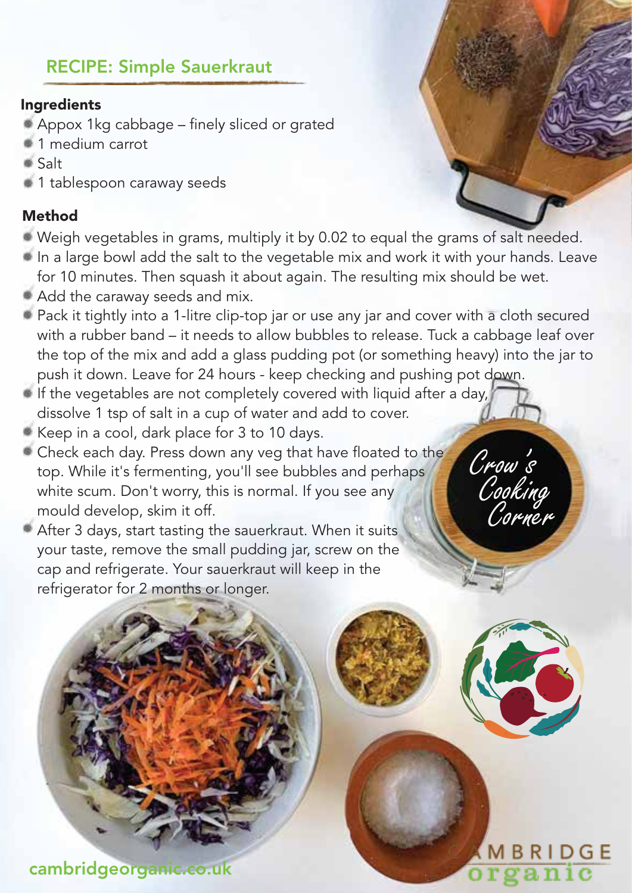## RECIPE: Simple Sauerkraut

### Ingredients

- Appox 1kg cabbage – finely sliced or grated
- 1 medium carrot
- Salt
- 1 tablespoon caraway seeds

### Method

- Weigh vegetables in grams, multiply it by 0.02 to equal the grams of salt needed.
- In a large bowl add the salt to the vegetable mix and work it with your hands. Leave for 10 minutes. Then squash it about again. The resulting mix should be wet.
- Add the caraway seeds and mix.
- Pack it tightly into a 1-litre clip-top jar or use any jar and cover with a cloth secured with a rubber band – it needs to allow bubbles to release. Tuck a cabbage leaf over the top of the mix and add a glass pudding pot (or something heavy) into the jar to push it down. Leave for 24 hours - keep checking and pushing pot down.
- If the vegetables are not completely covered with liquid after a day, dissolve 1 tsp of salt in a cup of water and add to cover.
- Keep in a cool, dark place for 3 to 10 days.
- Check each day. Press down any veg that have floated to the top. While it's fermenting, you'll see bubbles and perhaps white scum. Don't worry, this is normal. If you see any mould develop, skim it off.
- After 3 days, start tasting the sauerkraut. When it suits your taste, remove the small pudding jar, screw on the cap and refrigerate. Your sauerkraut will keep in the refrigerator for 2 months or longer.

Crow's Cooking Corner

cambridgeorganic.co.uk

CAMBRIDGE organic